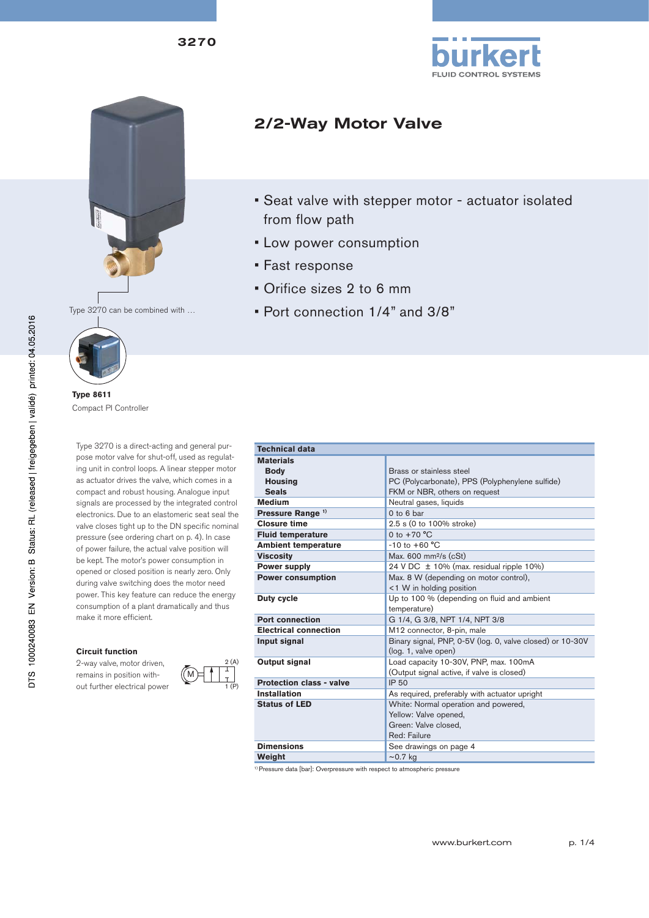3270

# 2/2-Way Motor Valve

- Seat valve with stepper motor - actuator isolated from flow path
- Low power consumption
- Fast response
- Orifice sizes 2 to 6 mm
- Port connection 1/4" and 3/8"

Type 3270 can be combined with …

**Type 8611**
Compact PI Controller

Type 3270 is a direct-acting and general purpose motor valve for shut-off, used as regulating unit in control loops. A linear stepper motor as actuator drives the valve, which comes in a compact and robust housing. Analogue input signals are processed by the integrated control electronics. Due to an elastomeric seat seal the valve closes tight up to the DN specific nominal pressure (see ordering chart on p. 4). In case of power failure, the actual valve position will be kept. The motor's power consumption in opened or closed position is nearly zero. Only during valve switching does the motor need power. This key feature can reduce the energy consumption of a plant dramatically and thus make it more efficient.

### Circuit function

2-way valve, motor driven, remains in position without further electrical power

| Technical data | |
|---|---|
| **Materials** | |
| **Body** | Brass or stainless steel |
| **Housing** | PC (Polycarbonate), PPS (Polyphenylene sulfide) |
| **Seals** | FKM or NBR, others on request |
| **Medium** | Neutral gases, liquids |
| **Pressure Range** [1] | 0 to 6 bar |
| **Closure time** | 2.5 s (0 to 100% stroke) |
| **Fluid temperature** | 0 to +70 °C |
| **Ambient temperature** | -10 to +60 °C |
| **Viscosity** | Max. 600 mm²/s (cSt) |
| **Power supply** | 24 V DC ± 10% (max. residual ripple 10%) |
| **Power consumption** | Max. 8 W (depending on motor control),<br><1 W in holding position |
| **Duty cycle** | Up to 100 % (depending on fluid and ambient temperature) |
| **Port connection** | G 1/4, G 3/8, NPT 1/4, NPT 3/8 |
| **Electrical connection** | M12 connector, 8-pin, male |
| **Input signal** | Binary signal, PNP, 0-5V (log. 0, valve closed) or 10-30V (log. 1, valve open) |
| **Output signal** | Load capacity 10-30V, PNP, max. 100mA<br>(Output signal active, if valve is closed) |
| **Protection class - valve** | IP 50 |
| **Installation** | As required, preferably with actuator upright |
| **Status of LED** | White: Normal operation and powered,<br>Yellow: Valve opened,<br>Green: Valve closed,<br>Red: Failure |
| **Dimensions** | See drawings on page 4 |
| **Weight** | ~0.7 kg |

[1] Pressure data [bar]: Overpressure with respect to atmospheric pressure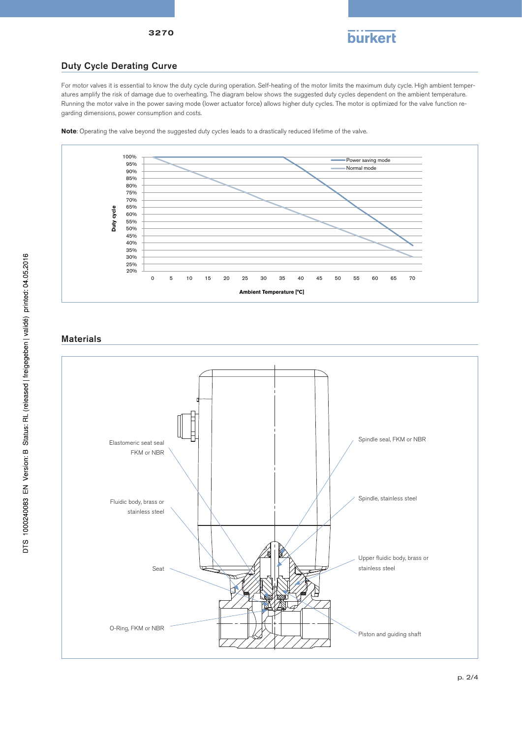## Duty Cycle Derating Curve

For motor valves it is essential to know the duty cycle during operation. Self-heating of the motor limits the maximum duty cycle. High ambient temperatures amplify the risk of damage due to overheating. The diagram below shows the suggested duty cycles dependent on the ambient temperature. Running the motor valve in the power saving mode (lower actuator force) allows higher duty cycles. The motor is optimized for the valve function regarding dimensions, power consumption and costs.

**Note**: Operating the valve beyond the suggested duty cycles leads to a drastically reduced lifetime of the valve.

## Materials

- Elastomeric seat seal FKM or NBR
- Fluidic body, brass or stainless steel
- Seat
- O-Ring, FKM or NBR
- Spindle seal, FKM or NBR
- Spindle, stainless steel
- Upper fluidic body, brass or stainless steel
- Piston and guiding shaft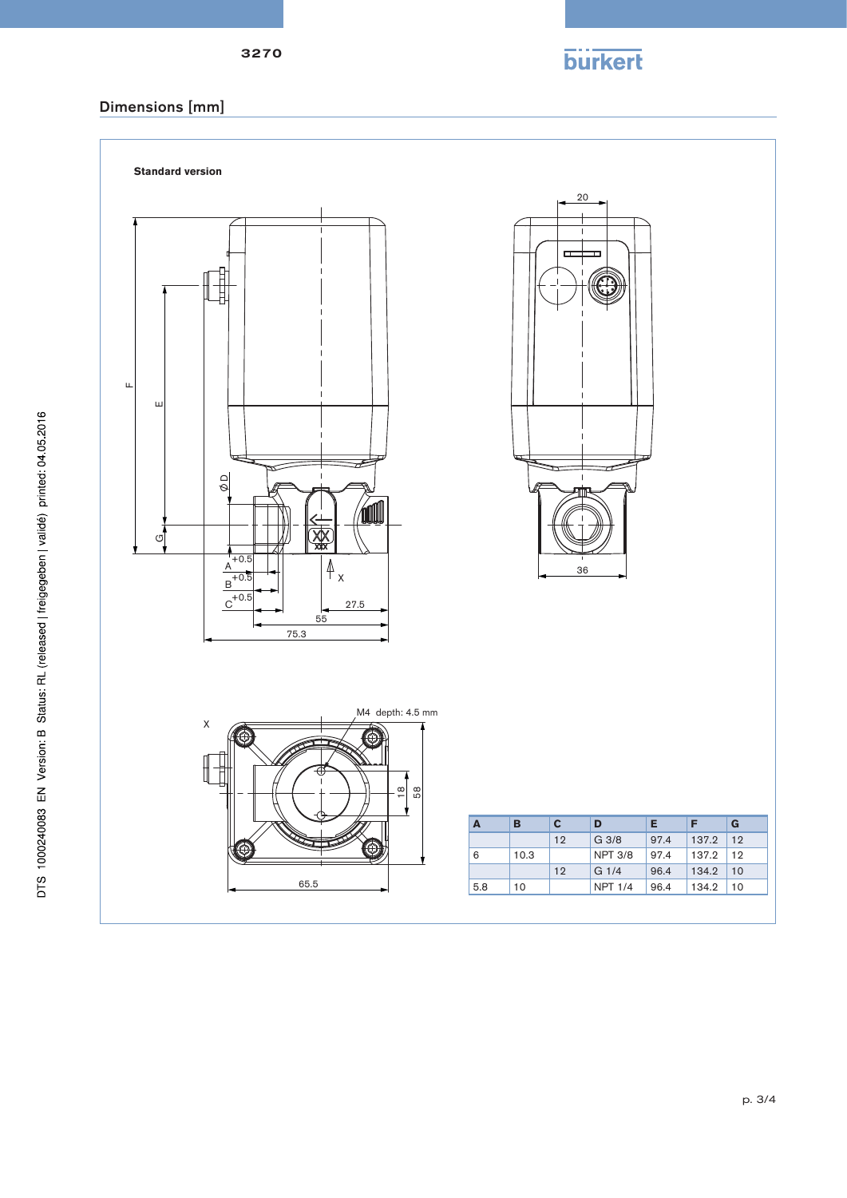## Dimensions [mm]

**Standard version**

| A | B | C | D | E | F | G |
|---|---|---|---|---|---|---|
| | | 12 | G 3/8 | 97.4 | 137.2 | 12 |
| 6 | 10.3 | | NPT 3/8 | 97.4 | 137.2 | 12 |
| | | 12 | G 1/4 | 96.4 | 134.2 | 10 |
| 5.8 | 10 | | NPT 1/4 | 96.4 | 134.2 | 10 |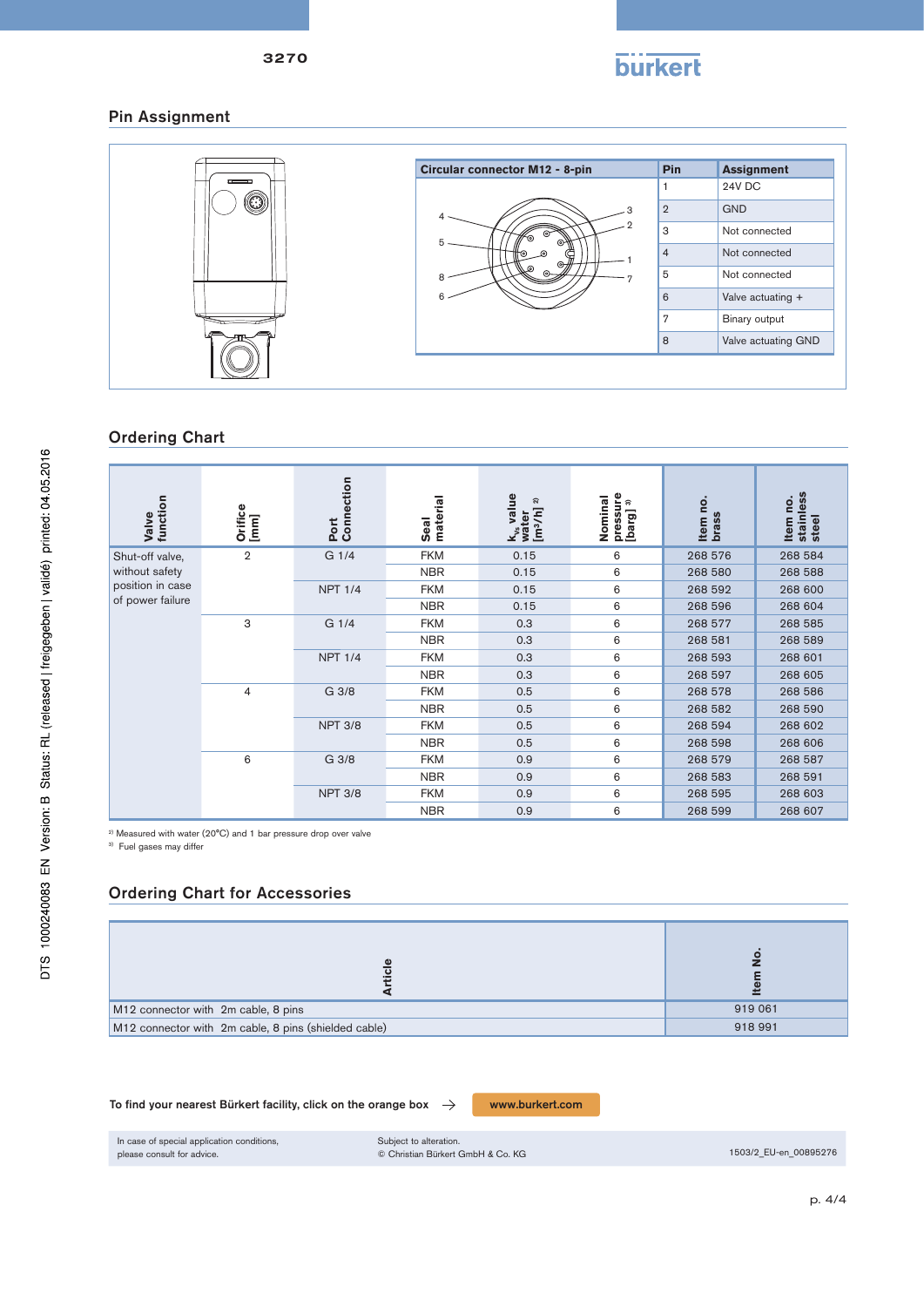## Pin Assignment

| Circular connector M12 - 8-pin | Pin | Assignment |
|---|---|---|
| | 1 | 24V DC |
| | 2 | GND |
| | 3 | Not connected |
| | 4 | Not connected |
| | 5 | Not connected |
| | 6 | Valve actuating + |
| | 7 | Binary output |
| | 8 | Valve actuating GND |

## Ordering Chart

| Valve function | Orifice [mm] | Port Connection | Seal material | $k_{Vs}$ value water [m³/h] [2] | Nominal pressure [barg] [3] | Item no. brass | Item no. stainless steel |
|---|---|---|---|---|---|---|---|
| Shut-off valve, without safety position in case of power failure | 2 | G 1/4 | FKM | 0.15 | 6 | 268 576 | 268 584 |
| | | | NBR | 0.15 | 6 | 268 580 | 268 588 |
| | | NPT 1/4 | FKM | 0.15 | 6 | 268 592 | 268 600 |
| | | | NBR | 0.15 | 6 | 268 596 | 268 604 |
| | 3 | G 1/4 | FKM | 0.3 | 6 | 268 577 | 268 585 |
| | | | NBR | 0.3 | 6 | 268 581 | 268 589 |
| | | NPT 1/4 | FKM | 0.3 | 6 | 268 593 | 268 601 |
| | | | NBR | 0.3 | 6 | 268 597 | 268 605 |
| | 4 | G 3/8 | FKM | 0.5 | 6 | 268 578 | 268 586 |
| | | | NBR | 0.5 | 6 | 268 582 | 268 590 |
| | | NPT 3/8 | FKM | 0.5 | 6 | 268 594 | 268 602 |
| | | | NBR | 0.5 | 6 | 268 598 | 268 606 |
| | 6 | G 3/8 | FKM | 0.9 | 6 | 268 579 | 268 587 |
| | | | NBR | 0.9 | 6 | 268 583 | 268 591 |
| | | NPT 3/8 | FKM | 0.9 | 6 | 268 595 | 268 603 |
| | | | NBR | 0.9 | 6 | 268 599 | 268 607 |

[2] Measured with water (20°C) and 1 bar pressure drop over valve
[3] Fuel gases may differ

## Ordering Chart for Accessories

| Article | Item No. |
|---|---|
| M12 connector with 2m cable, 8 pins | 919 061 |
| M12 connector with 2m cable, 8 pins (shielded cable) | 918 991 |

To find your nearest Bürkert facility, click on the orange box → **www.burkert.com**

In case of special application conditions, please consult for advice.

Subject to alteration.
© Christian Bürkert GmbH & Co. KG

1503/2_EU-en_00895276